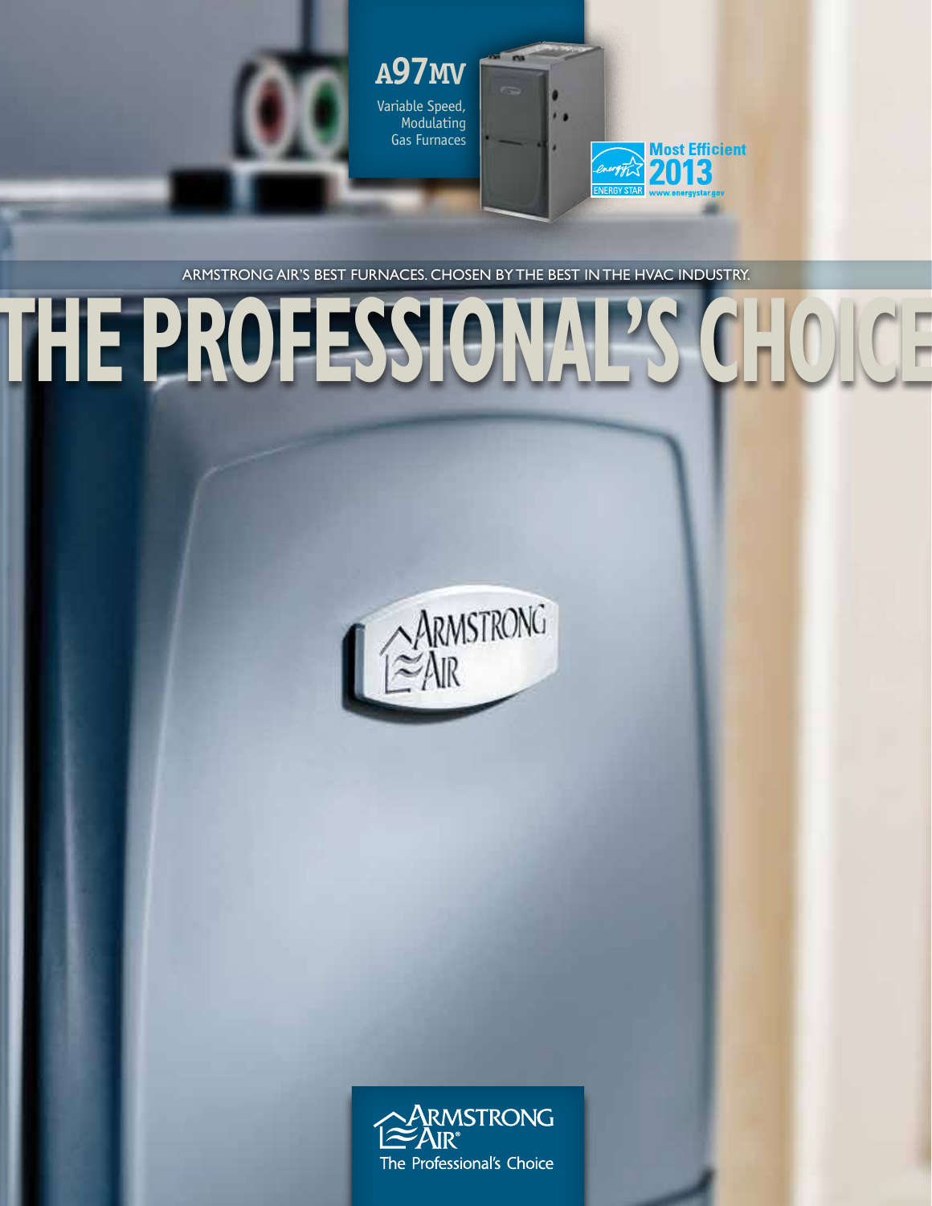# A97MV

Variable Speed, Modulating Gas Furnaces

Most Efficient 2013

ENERGY STAR

www.energystar.gov

ARMSTRONG AIR'S BEST FURNACES. CHOSEN BY THE BEST IN THE HVAC INDUSTRY.

# THE PROFESSIONAL'S CHOICE

ARMSTRONG AIR

The Professional's Choice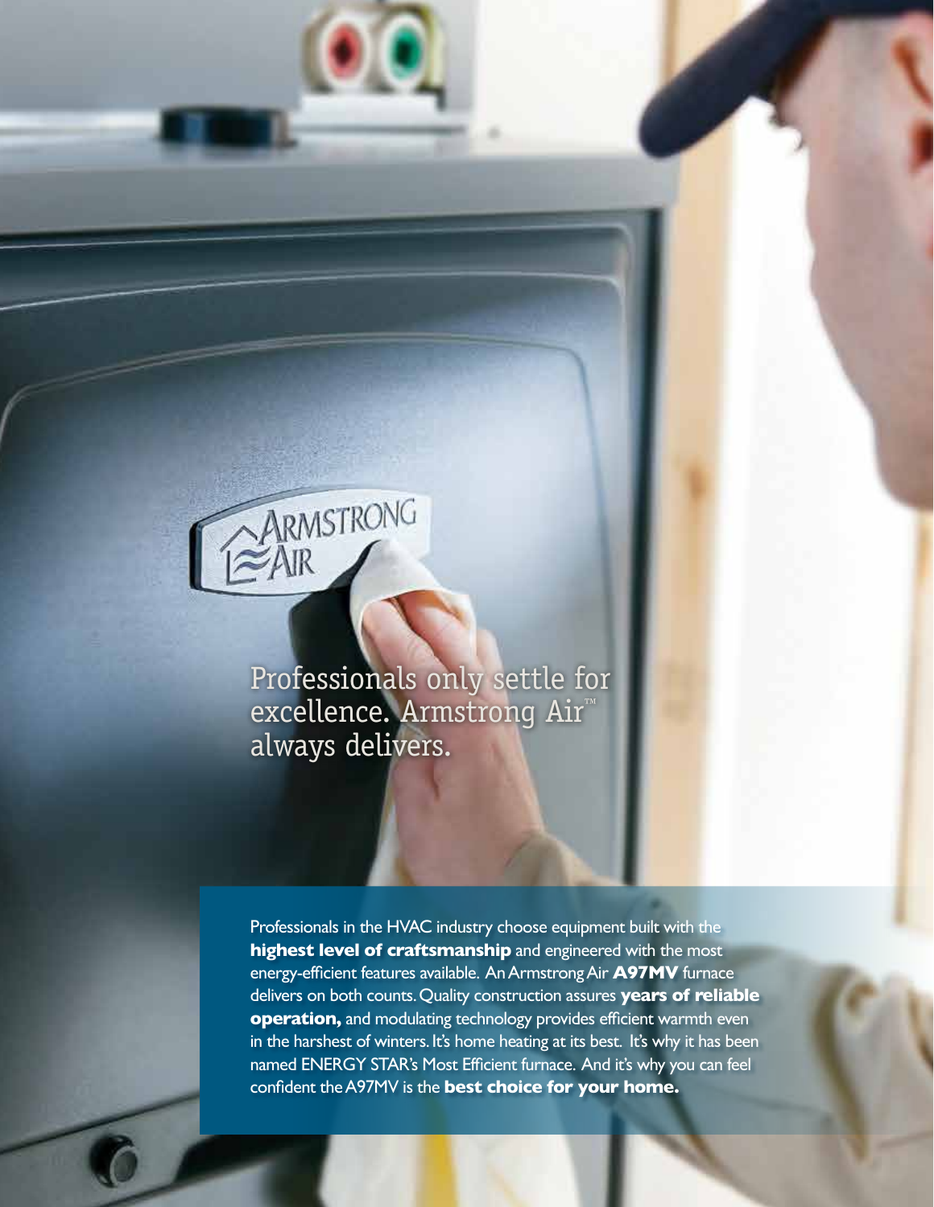Professionals only settle for excellence. Armstrong Air™ always delivers.

Professionals in the HVAC industry choose equipment built with the **highest level of craftsmanship** and engineered with the most energy-efficient features available. An Armstrong Air **A97MV** furnace delivers on both counts. Quality construction assures **years of reliable operation,** and modulating technology provides efficient warmth even in the harshest of winters. It's home heating at its best. It's why it has been named ENERGY STAR's Most Efficient furnace. And it's why you can feel confident the A97MV is the **best choice for your home.**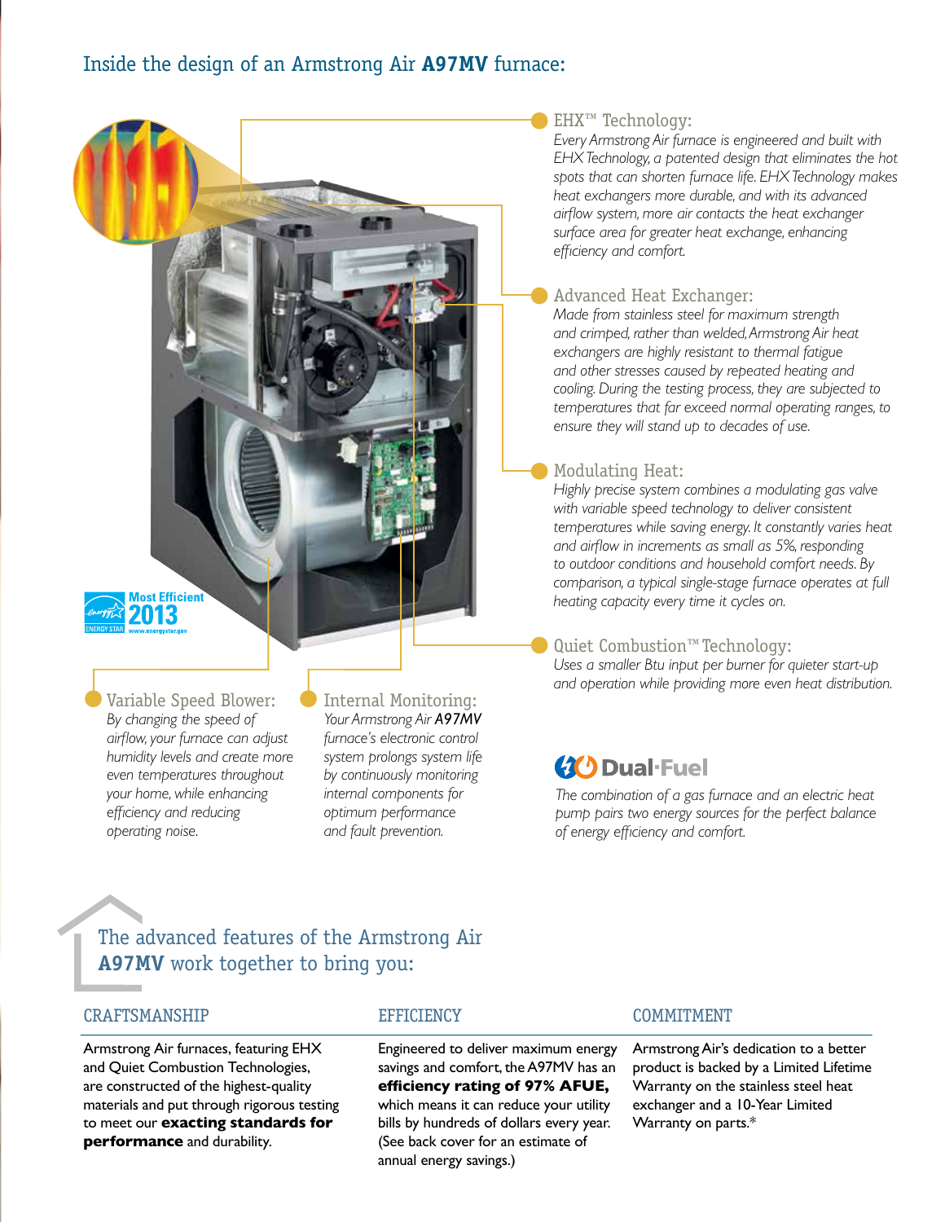## Inside the design of an Armstrong Air **A97MV** furnace:

### EHX™ Technology:

*Every Armstrong Air furnace is engineered and built with EHX Technology, a patented design that eliminates the hot spots that can shorten furnace life. EHX Technology makes heat exchangers more durable, and with its advanced airflow system, more air contacts the heat exchanger surface area for greater heat exchange, enhancing efficiency and comfort.*

### Advanced Heat Exchanger:

*Made from stainless steel for maximum strength and crimped, rather than welded, Armstrong Air heat exchangers are highly resistant to thermal fatigue and other stresses caused by repeated heating and cooling. During the testing process, they are subjected to temperatures that far exceed normal operating ranges, to ensure they will stand up to decades of use.*

### Modulating Heat:

*Highly precise system combines a modulating gas valve with variable speed technology to deliver consistent temperatures while saving energy. It constantly varies heat and airflow in increments as small as 5%, responding to outdoor conditions and household comfort needs. By comparison, a typical single-stage furnace operates at full heating capacity every time it cycles on.*

### Quiet Combustion™ Technology:

*Uses a smaller Btu input per burner for quieter start-up and operation while providing more even heat distribution.*

Most Efficient 2013

ENERGY STAR www.energystar.gov

### Variable Speed Blower:

*By changing the speed of airflow, your furnace can adjust humidity levels and create more even temperatures throughout your home, while enhancing efficiency and reducing operating noise.*

### Internal Monitoring:

*Your Armstrong Air A97MV furnace's electronic control system prolongs system life by continuously monitoring internal components for optimum performance and fault prevention.*

### Dual·Fuel

*The combination of a gas furnace and an electric heat pump pairs two energy sources for the perfect balance of energy efficiency and comfort.*

## The advanced features of the Armstrong Air **A97MV** work together to bring you:

### CRAFTSMANSHIP

Armstrong Air furnaces, featuring EHX and Quiet Combustion Technologies, are constructed of the highest-quality materials and put through rigorous testing to meet our **exacting standards for performance** and durability.

### EFFICIENCY

Engineered to deliver maximum energy savings and comfort, the A97MV has an **efficiency rating of 97% AFUE,** which means it can reduce your utility bills by hundreds of dollars every year. (See back cover for an estimate of annual energy savings.)

### COMMITMENT

Armstrong Air's dedication to a better product is backed by a Limited Lifetime Warranty on the stainless steel heat exchanger and a 10-Year Limited Warranty on parts.*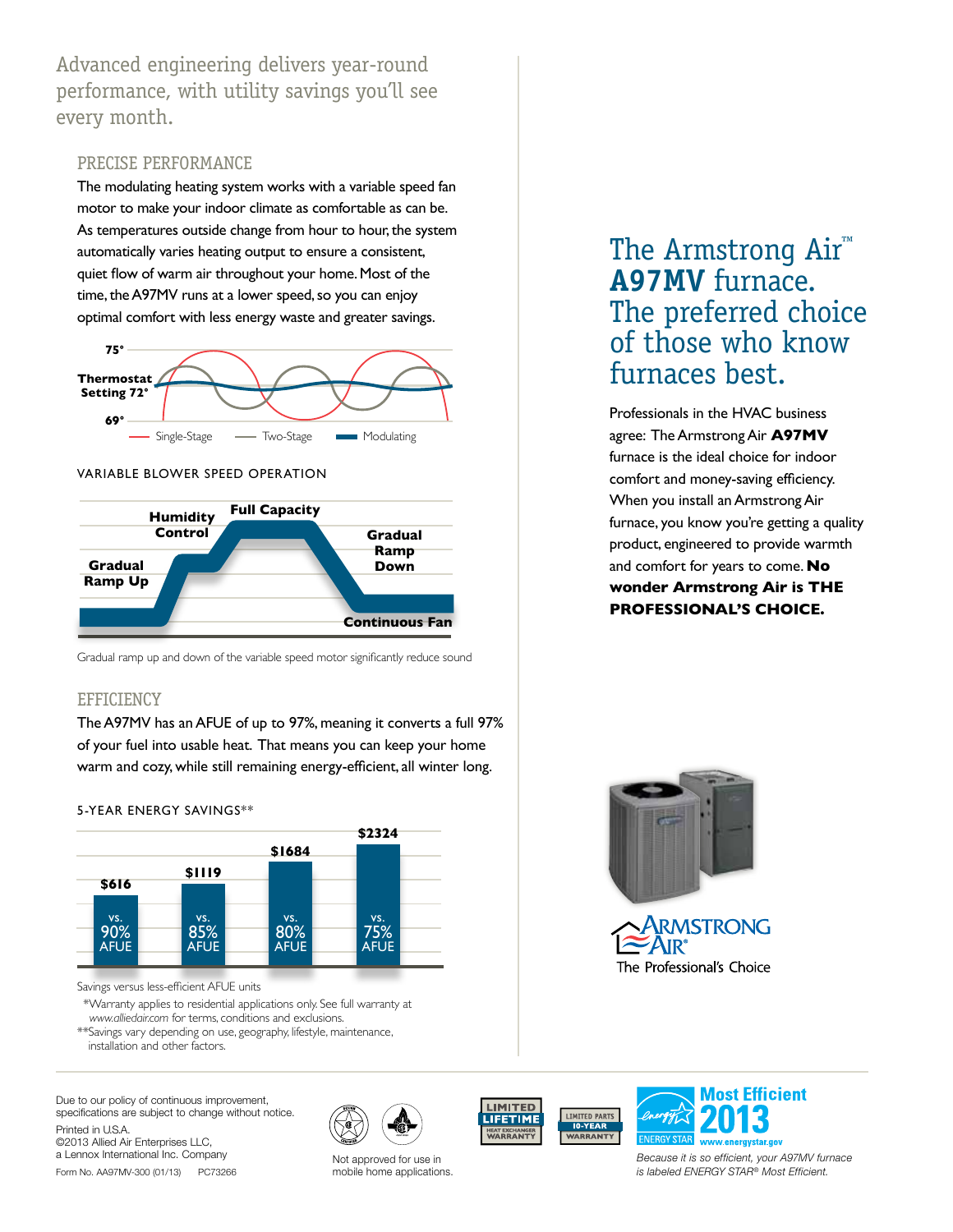Advanced engineering delivers year-round performance, with utility savings you'll see every month.

## PRECISE PERFORMANCE

The modulating heating system works with a variable speed fan motor to make your indoor climate as comfortable as can be. As temperatures outside change from hour to hour, the system automatically varies heating output to ensure a consistent, quiet flow of warm air throughout your home. Most of the time, the A97MV runs at a lower speed, so you can enjoy optimal comfort with less energy waste and greater savings.

75°

Thermostat Setting 72°

69°

Single-Stage

Two-Stage

Modulating

VARIABLE BLOWER SPEED OPERATION

Humidity Control

Full Capacity

Gradual Ramp Down

Gradual Ramp Up

Continuous Fan

Gradual ramp up and down of the variable speed motor significantly reduce sound

## EFFICIENCY

The A97MV has an AFUE of up to 97%, meaning it converts a full 97% of your fuel into usable heat. That means you can keep your home warm and cozy, while still remaining energy-efficient, all winter long.

5-YEAR ENERGY SAVINGS**

$616

VS. 90% AFUE

$1119

VS. 85% AFUE

$1684

VS. 80% AFUE

$2324

VS. 75% AFUE

Savings versus less-efficient AFUE units

*Warranty applies to residential applications only. See full warranty at *www.alliedair.com* for terms, conditions and exclusions.

**Savings vary depending on use, geography, lifestyle, maintenance, installation and other factors.

# The Armstrong Air™ **A97MV** furnace. The preferred choice of those who know furnaces best.

Professionals in the HVAC business agree: The Armstrong Air **A97MV** furnace is the ideal choice for indoor comfort and money-saving efficiency. When you install an Armstrong Air furnace, you know you're getting a quality product, engineered to provide warmth and comfort for years to come. **No wonder Armstrong Air is THE PROFESSIONAL'S CHOICE.**

ARMSTRONG AIR®

The Professional's Choice

Due to our policy of continuous improvement, specifications are subject to change without notice.

Printed in U.S.A.

©2013 Allied Air Enterprises LLC, a Lennox International Inc. Company

Form No. AA97MV-300 (01/13) PC73266

Not approved for use in mobile home applications.

LIMITED LIFETIME HEAT EXCHANGER WARRANTY

LIMITED PARTS 10-YEAR WARRANTY

ENERGY STAR Most Efficient 2013 www.energystar.gov

*Because it is so efficient, your A97MV furnace is labeled ENERGY STAR® Most Efficient.*